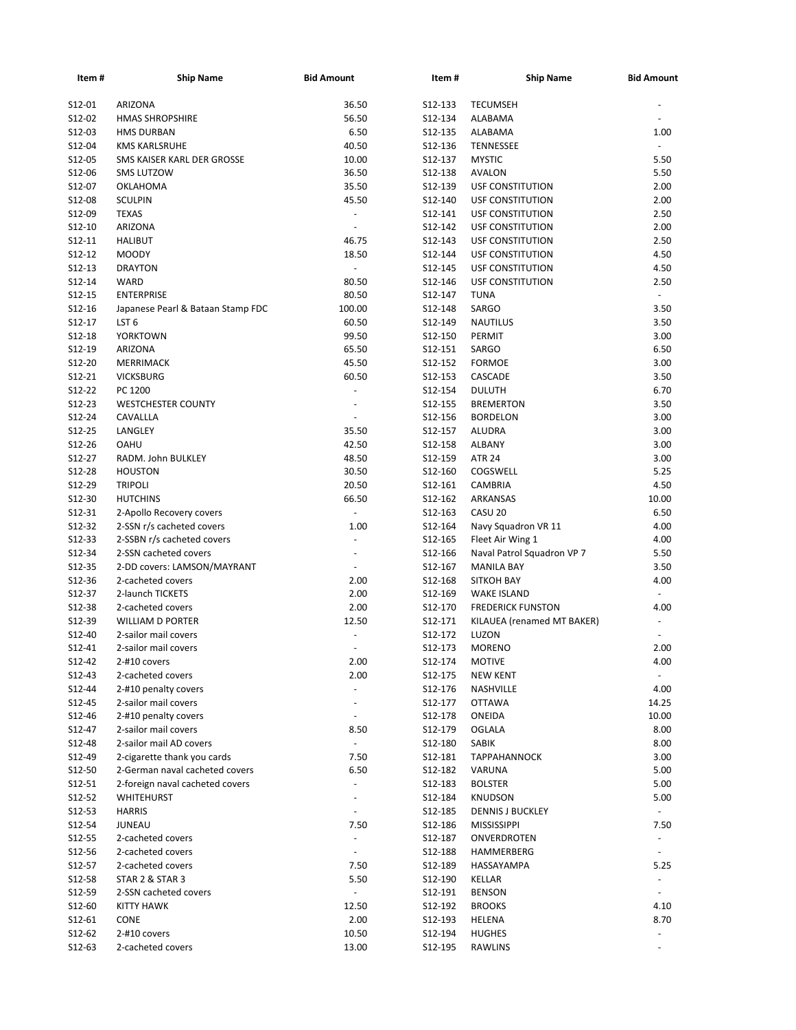| Item # | Ship Name | Bid Amount | Item # | Ship Name | Bid Amount |
|---|---|---|---|---|---|
| S12-01 | ARIZONA | 36.50 | S12-133 | TECUMSEH | - |
| S12-02 | HMAS SHROPSHIRE | 56.50 | S12-134 | ALABAMA | - |
| S12-03 | HMS DURBAN | 6.50 | S12-135 | ALABAMA | 1.00 |
| S12-04 | KMS KARLSRUHE | 40.50 | S12-136 | TENNESSEE | - |
| S12-05 | SMS KAISER KARL DER GROSSE | 10.00 | S12-137 | MYSTIC | 5.50 |
| S12-06 | SMS LUTZOW | 36.50 | S12-138 | AVALON | 5.50 |
| S12-07 | OKLAHOMA | 35.50 | S12-139 | USF CONSTITUTION | 2.00 |
| S12-08 | SCULPIN | 45.50 | S12-140 | USF CONSTITUTION | 2.00 |
| S12-09 | TEXAS | - | S12-141 | USF CONSTITUTION | 2.50 |
| S12-10 | ARIZONA | - | S12-142 | USF CONSTITUTION | 2.00 |
| S12-11 | HALIBUT | 46.75 | S12-143 | USF CONSTITUTION | 2.50 |
| S12-12 | MOODY | 18.50 | S12-144 | USF CONSTITUTION | 4.50 |
| S12-13 | DRAYTON | - | S12-145 | USF CONSTITUTION | 4.50 |
| S12-14 | WARD | 80.50 | S12-146 | USF CONSTITUTION | 2.50 |
| S12-15 | ENTERPRISE | 80.50 | S12-147 | TUNA | - |
| S12-16 | Japanese Pearl & Bataan Stamp FDC | 100.00 | S12-148 | SARGO | 3.50 |
| S12-17 | LST 6 | 60.50 | S12-149 | NAUTILUS | 3.50 |
| S12-18 | YORKTOWN | 99.50 | S12-150 | PERMIT | 3.00 |
| S12-19 | ARIZONA | 65.50 | S12-151 | SARGO | 6.50 |
| S12-20 | MERRIMACK | 45.50 | S12-152 | FORMOE | 3.00 |
| S12-21 | VICKSBURG | 60.50 | S12-153 | CASCADE | 3.50 |
| S12-22 | PC 1200 | - | S12-154 | DULUTH | 6.70 |
| S12-23 | WESTCHESTER COUNTY | - | S12-155 | BREMERTON | 3.50 |
| S12-24 | CAVALLLA | - | S12-156 | BORDELON | 3.00 |
| S12-25 | LANGLEY | 35.50 | S12-157 | ALUDRA | 3.00 |
| S12-26 | OAHU | 42.50 | S12-158 | ALBANY | 3.00 |
| S12-27 | RADM. John BULKLEY | 48.50 | S12-159 | ATR 24 | 3.00 |
| S12-28 | HOUSTON | 30.50 | S12-160 | COGSWELL | 5.25 |
| S12-29 | TRIPOLI | 20.50 | S12-161 | CAMBRIA | 4.50 |
| S12-30 | HUTCHINS | 66.50 | S12-162 | ARKANSAS | 10.00 |
| S12-31 | 2-Apollo Recovery covers | - | S12-163 | CASU 20 | 6.50 |
| S12-32 | 2-SSN r/s cacheted covers | 1.00 | S12-164 | Navy Squadron VR 11 | 4.00 |
| S12-33 | 2-SSBN r/s cacheted covers | - | S12-165 | Fleet Air Wing 1 | 4.00 |
| S12-34 | 2-SSN cacheted covers | - | S12-166 | Naval Patrol Squadron VP 7 | 5.50 |
| S12-35 | 2-DD covers: LAMSON/MAYRANT | - | S12-167 | MANILA BAY | 3.50 |
| S12-36 | 2-cacheted covers | 2.00 | S12-168 | SITKOH BAY | 4.00 |
| S12-37 | 2-launch TICKETS | 2.00 | S12-169 | WAKE ISLAND | - |
| S12-38 | 2-cacheted covers | 2.00 | S12-170 | FREDERICK FUNSTON | 4.00 |
| S12-39 | WILLIAM D PORTER | 12.50 | S12-171 | KILAUEA (renamed MT BAKER) | - |
| S12-40 | 2-sailor mail covers | - | S12-172 | LUZON | - |
| S12-41 | 2-sailor mail covers | - | S12-173 | MORENO | 2.00 |
| S12-42 | 2-#10 covers | 2.00 | S12-174 | MOTIVE | 4.00 |
| S12-43 | 2-cacheted covers | 2.00 | S12-175 | NEW KENT | - |
| S12-44 | 2-#10 penalty covers | - | S12-176 | NASHVILLE | 4.00 |
| S12-45 | 2-sailor mail covers | - | S12-177 | OTTAWA | 14.25 |
| S12-46 | 2-#10 penalty covers | - | S12-178 | ONEIDA | 10.00 |
| S12-47 | 2-sailor mail covers | 8.50 | S12-179 | OGLALA | 8.00 |
| S12-48 | 2-sailor mail AD covers | - | S12-180 | SABIK | 8.00 |
| S12-49 | 2-cigarette thank you cards | 7.50 | S12-181 | TAPPAHANNOCK | 3.00 |
| S12-50 | 2-German naval cacheted covers | 6.50 | S12-182 | VARUNA | 5.00 |
| S12-51 | 2-foreign naval cacheted covers | - | S12-183 | BOLSTER | 5.00 |
| S12-52 | WHITEHURST | - | S12-184 | KNUDSON | 5.00 |
| S12-53 | HARRIS | - | S12-185 | DENNIS J BUCKLEY | - |
| S12-54 | JUNEAU | 7.50 | S12-186 | MISSISSIPPI | 7.50 |
| S12-55 | 2-cacheted covers | - | S12-187 | ONVERDROTEN | - |
| S12-56 | 2-cacheted covers | - | S12-188 | HAMMERBERG | - |
| S12-57 | 2-cacheted covers | 7.50 | S12-189 | HASSAYAMPA | 5.25 |
| S12-58 | STAR 2 & STAR 3 | 5.50 | S12-190 | KELLAR | - |
| S12-59 | 2-SSN cacheted covers | - | S12-191 | BENSON | - |
| S12-60 | KITTY HAWK | 12.50 | S12-192 | BROOKS | 4.10 |
| S12-61 | CONE | 2.00 | S12-193 | HELENA | 8.70 |
| S12-62 | 2-#10 covers | 10.50 | S12-194 | HUGHES | - |
| S12-63 | 2-cacheted covers | 13.00 | S12-195 | RAWLINS | - |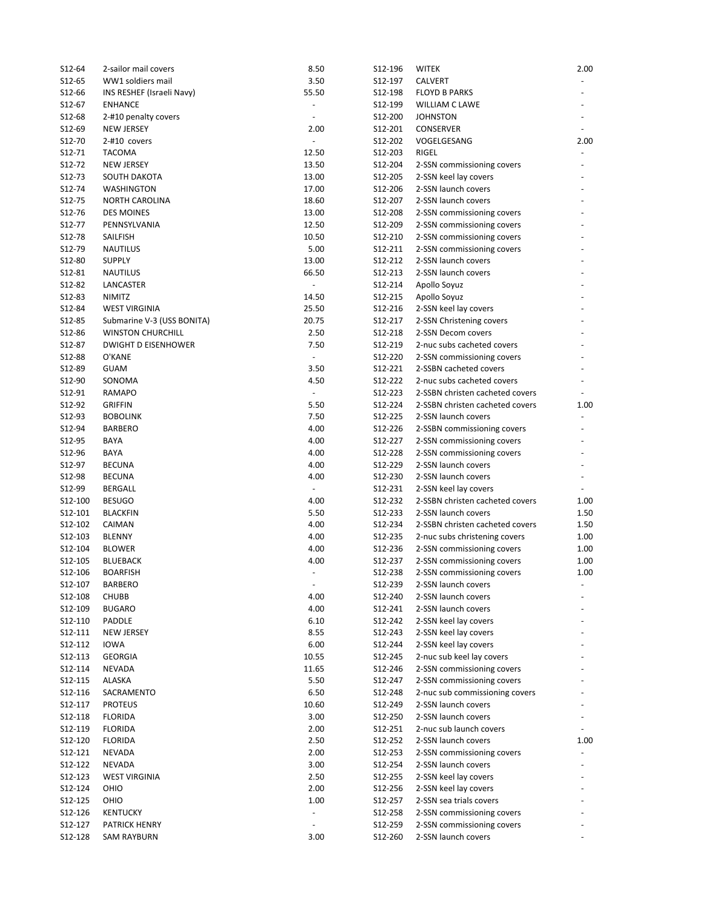| | | |
|---|---|---|
| S12-64 | 2-sailor mail covers | 8.50 |
| S12-65 | WW1 soldiers mail | 3.50 |
| S12-66 | INS RESHEF (Israeli Navy) | 55.50 |
| S12-67 | ENHANCE | - |
| S12-68 | 2-#10 penalty covers | - |
| S12-69 | NEW JERSEY | 2.00 |
| S12-70 | 2-#10 covers | - |
| S12-71 | TACOMA | 12.50 |
| S12-72 | NEW JERSEY | 13.50 |
| S12-73 | SOUTH DAKOTA | 13.00 |
| S12-74 | WASHINGTON | 17.00 |
| S12-75 | NORTH CAROLINA | 18.60 |
| S12-76 | DES MOINES | 13.00 |
| S12-77 | PENNSYLVANIA | 12.50 |
| S12-78 | SAILFISH | 10.50 |
| S12-79 | NAUTILUS | 5.00 |
| S12-80 | SUPPLY | 13.00 |
| S12-81 | NAUTILUS | 66.50 |
| S12-82 | LANCASTER | - |
| S12-83 | NIMITZ | 14.50 |
| S12-84 | WEST VIRGINIA | 25.50 |
| S12-85 | Submarine V-3 (USS BONITA) | 20.75 |
| S12-86 | WINSTON CHURCHILL | 2.50 |
| S12-87 | DWIGHT D EISENHOWER | 7.50 |
| S12-88 | O'KANE | - |
| S12-89 | GUAM | 3.50 |
| S12-90 | SONOMA | 4.50 |
| S12-91 | RAMAPO | - |
| S12-92 | GRIFFIN | 5.50 |
| S12-93 | BOBOLINK | 7.50 |
| S12-94 | BARBERO | 4.00 |
| S12-95 | BAYA | 4.00 |
| S12-96 | BAYA | 4.00 |
| S12-97 | BECUNA | 4.00 |
| S12-98 | BECUNA | 4.00 |
| S12-99 | BERGALL | - |
| S12-100 | BESUGO | 4.00 |
| S12-101 | BLACKFIN | 5.50 |
| S12-102 | CAIMAN | 4.00 |
| S12-103 | BLENNY | 4.00 |
| S12-104 | BLOWER | 4.00 |
| S12-105 | BLUEBACK | 4.00 |
| S12-106 | BOARFISH | - |
| S12-107 | BARBERO | - |
| S12-108 | CHUBB | 4.00 |
| S12-109 | BUGARO | 4.00 |
| S12-110 | PADDLE | 6.10 |
| S12-111 | NEW JERSEY | 8.55 |
| S12-112 | IOWA | 6.00 |
| S12-113 | GEORGIA | 10.55 |
| S12-114 | NEVADA | 11.65 |
| S12-115 | ALASKA | 5.50 |
| S12-116 | SACRAMENTO | 6.50 |
| S12-117 | PROTEUS | 10.60 |
| S12-118 | FLORIDA | 3.00 |
| S12-119 | FLORIDA | 2.00 |
| S12-120 | FLORIDA | 2.50 |
| S12-121 | NEVADA | 2.00 |
| S12-122 | NEVADA | 3.00 |
| S12-123 | WEST VIRGINIA | 2.50 |
| S12-124 | OHIO | 2.00 |
| S12-125 | OHIO | 1.00 |
| S12-126 | KENTUCKY | - |
| S12-127 | PATRICK HENRY | - |
| S12-128 | SAM RAYBURN | 3.00 |
| S12-196 | WITEK | 2.00 |
| S12-197 | CALVERT | - |
| S12-198 | FLOYD B PARKS | - |
| S12-199 | WILLIAM C LAWE | - |
| S12-200 | JOHNSTON | - |
| S12-201 | CONSERVER | - |
| S12-202 | VOGELGESANG | 2.00 |
| S12-203 | RIGEL | - |
| S12-204 | 2-SSN commissioning covers | - |
| S12-205 | 2-SSN keel lay covers | - |
| S12-206 | 2-SSN launch covers | - |
| S12-207 | 2-SSN launch covers | - |
| S12-208 | 2-SSN commissioning covers | - |
| S12-209 | 2-SSN commissioning covers | - |
| S12-210 | 2-SSN commissioning covers | - |
| S12-211 | 2-SSN commissioning covers | - |
| S12-212 | 2-SSN launch covers | - |
| S12-213 | 2-SSN launch covers | - |
| S12-214 | Apollo Soyuz | - |
| S12-215 | Apollo Soyuz | - |
| S12-216 | 2-SSN keel lay covers | - |
| S12-217 | 2-SSN Christening covers | - |
| S12-218 | 2-SSN Decom covers | - |
| S12-219 | 2-nuc subs cacheted covers | - |
| S12-220 | 2-SSN commissioning covers | - |
| S12-221 | 2-SSBN cacheted covers | - |
| S12-222 | 2-nuc subs cacheted covers | - |
| S12-223 | 2-SSBN christen cacheted covers | - |
| S12-224 | 2-SSBN christen cacheted covers | 1.00 |
| S12-225 | 2-SSN launch covers | - |
| S12-226 | 2-SSBN commissioning covers | - |
| S12-227 | 2-SSN commissioning covers | - |
| S12-228 | 2-SSN commissioning covers | - |
| S12-229 | 2-SSN launch covers | - |
| S12-230 | 2-SSN launch covers | - |
| S12-231 | 2-SSN keel lay covers | - |
| S12-232 | 2-SSBN christen cacheted covers | 1.00 |
| S12-233 | 2-SSN launch covers | 1.50 |
| S12-234 | 2-SSBN christen cacheted covers | 1.50 |
| S12-235 | 2-nuc subs christening covers | 1.00 |
| S12-236 | 2-SSN commissioning covers | 1.00 |
| S12-237 | 2-SSN commissioning covers | 1.00 |
| S12-238 | 2-SSN commissioning covers | 1.00 |
| S12-239 | 2-SSN launch covers | - |
| S12-240 | 2-SSN launch covers | - |
| S12-241 | 2-SSN launch covers | - |
| S12-242 | 2-SSN keel lay covers | - |
| S12-243 | 2-SSN keel lay covers | - |
| S12-244 | 2-SSN keel lay covers | - |
| S12-245 | 2-nuc sub keel lay covers | - |
| S12-246 | 2-SSN commissioning covers | - |
| S12-247 | 2-SSN commissioning covers | - |
| S12-248 | 2-nuc sub commissioning covers | - |
| S12-249 | 2-SSN launch covers | - |
| S12-250 | 2-SSN launch covers | - |
| S12-251 | 2-nuc sub launch covers | - |
| S12-252 | 2-SSN launch covers | 1.00 |
| S12-253 | 2-SSN commissioning covers | - |
| S12-254 | 2-SSN launch covers | - |
| S12-255 | 2-SSN keel lay covers | - |
| S12-256 | 2-SSN keel lay covers | - |
| S12-257 | 2-SSN sea trials covers | - |
| S12-258 | 2-SSN commissioning covers | - |
| S12-259 | 2-SSN commissioning covers | - |
| S12-260 | 2-SSN launch covers | - |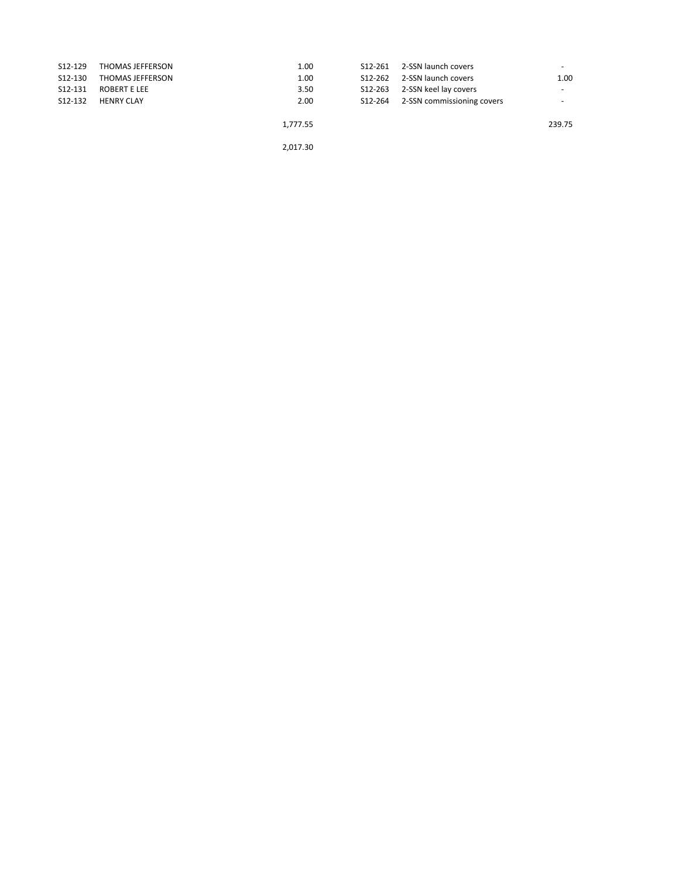| | | | | | |
|---|---|---|---|---|---|
| S12-129 | THOMAS JEFFERSON | 1.00 | S12-261 | 2-SSN launch covers | - |
| S12-130 | THOMAS JEFFERSON | 1.00 | S12-262 | 2-SSN launch covers | 1.00 |
| S12-131 | ROBERT E LEE | 3.50 | S12-263 | 2-SSN keel lay covers | - |
| S12-132 | HENRY CLAY | 2.00 | S12-264 | 2-SSN commissioning covers | - |
| | | 1,777.55 | | | 239.75 |
| | | 2,017.30 | | | |